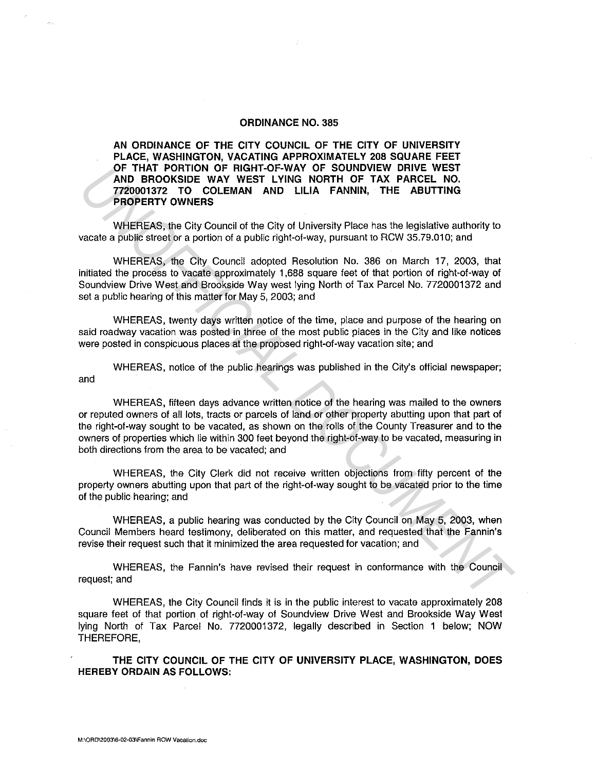# ORDINANCE NO. 385

**AN ORDINANCE OF THE CITY COUNCIL OF THE CITY OF UNIVERSITY PLACE, WASHINGTON, VACATING APPROXIMATELY 208 SQUARE FEET OF THAT PORTION OF RIGHT-OF-WAY OF SOUNDVIEW DRIVE WEST AND BROOKSIDE WAY WEST LYING NORTH OF TAX PARCEL NO. 7720001372 TO COLEMAN AND LILIA FANNIN, THE ABUTTING PROPERTY OWNERS**

WHEREAS, the City Council of the City of University Place has the legislative authority to vacate a public street or a portion of a public right-of-way, pursuant to RCW 35.79.010; and

WHEREAS, the City Council adopted Resolution No. 386 on March 17, 2003, that initiated the process to vacate approximately 1,688 square feet of that portion of right-of-way of Soundview Drive West and Brookside Way west lying North of Tax Parcel No. 7720001372 and set a public hearing of this matter for May 5, 2003; and

WHEREAS, twenty days written notice of the time, place and purpose of the hearing on said roadway vacation was posted in three of the most public places in the City and like notices were posted in conspicuous places at the proposed right-of-way vacation site; and

WHEREAS, notice of the public hearings was published in the City's official newspaper; and

WHEREAS, fifteen days advance written notice of the hearing was mailed to the owners or reputed owners of all lots, tracts or parcels of land or other property abutting upon that part of the right-of-way sought to be vacated, as shown on the rolls of the County Treasurer and to the owners of properties which lie within 300 feet beyond the right-of-way to be vacated, measuring in both directions from the area to be vacated; and

WHEREAS, the City Clerk did not receive written objections from fifty percent of the property owners abutting upon that part of the right-of-way sought to be vacated prior to the time of the public hearing; and

WHEREAS, a public hearing was conducted by the City Council on May 5, 2003, when Council Members heard testimony, deliberated on this matter, and requested that the Fannin's revise their request such that it minimized the area requested for vacation; and

WHEREAS, the Fannin's have revised their request in conformance with the Council request; and

WHEREAS, the City Council finds it is in the public interest to vacate approximately 208 square feet of that portion of right-of-way of Soundview Drive West and Brookside Way West lying North of Tax Parcel No. 7720001372, legally described in Section 1 below; NOW THEREFORE,

**THE CITY COUNCIL OF THE CITY OF UNIVERSITY PLACE, WASHINGTON, DOES HEREBY ORDAIN AS FOLLOWS:**

M:\ORD\2003\6-02-03\Fannin ROW Vacation.doc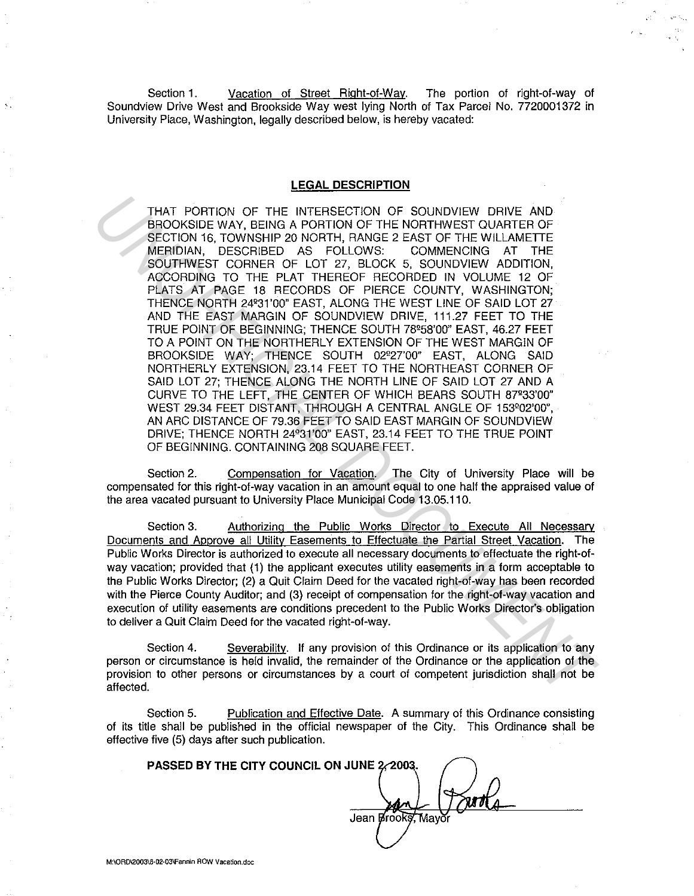Section 1. Vacation of Street Right-of-Way. The portion of right-of-way of Soundview Drive West and Brookside Way west lying North of Tax Parcel No. 7720001372 in University Place, Washington, legally described below, is hereby vacated:

## LEGAL DESCRIPTION

THAT PORTION OF THE INTERSECTION OF SOUNDVIEW DRIVE AND BROOKSIDE WAY, BEING A PORTION OF THE NORTHWEST QUARTER OF SECTION 16, TOWNSHIP 20 NORTH, RANGE 2 EAST OF THE WILLAMETTE MERIDIAN, DESCRIBED AS FOLLOWS: COMMENCING AT THE SOUTHWEST CORNER OF LOT 27, BLOCK 5, SOUNDVIEW ADDITION, ACCORDING TO THE PLAT THEREOF RECORDED IN VOLUME 12 OF PLATS AT PAGE 18 RECORDS OF PIERCE COUNTY, WASHINGTON; THENCE NORTH 24º31'00" EAST, ALONG THE WEST LINE OF SAID LOT 27 AND THE EAST MARGIN OF SOUNDVIEW DRIVE, 111.27 FEET TO THE TRUE POINT OF BEGINNING; THENCE SOUTH 78º58'00" EAST, 46.27 FEET TO A POINT ON THE NORTHERLY EXTENSION OF THE WEST MARGIN OF BROOKSIDE WAY; THENCE SOUTH 02º27'00" EAST, ALONG SAID NORTHERLY EXTENSION, 23.14 FEET TO THE NORTHEAST CORNER OF SAID LOT 27; THENCE ALONG THE NORTH LINE OF SAID LOT 27 AND A CURVE TO THE LEFT, THE CENTER OF WHICH BEARS SOUTH 87º33'00" WEST 29.34 FEET DISTANT, THROUGH A CENTRAL ANGLE OF 153º02'00", AN ARC DISTANCE OF 79.36 FEET TO SAID EAST MARGIN OF SOUNDVIEW DRIVE; THENCE NORTH 24º31'00" EAST, 23.14 FEET TO THE TRUE POINT OF BEGINNING. CONTAINING 208 SQUARE FEET.

Section 2. Compensation for Vacation. The City of University Place will be compensated for this right-of-way vacation in an amount equal to one half the appraised value of the area vacated pursuant to University Place Municipal Code 13.05.110.

Section 3. Authorizing the Public Works Director to Execute All Necessary Documents and Approve all Utility Easements to Effectuate the Partial Street Vacation. The Public Works Director is authorized to execute all necessary documents to effectuate the right-of-way vacation; provided that (1) the applicant executes utility easements in a form acceptable to the Public Works Director; (2) a Quit Claim Deed for the vacated right-of-way has been recorded with the Pierce County Auditor; and (3) receipt of compensation for the right-of-way vacation and execution of utility easements are conditions precedent to the Public Works Director's obligation to deliver a Quit Claim Deed for the vacated right-of-way.

Section 4. Severability. If any provision of this Ordinance or its application to any person or circumstance is held invalid, the remainder of the Ordinance or the application of the provision to other persons or circumstances by a court of competent jurisdiction shall not be affected.

Section 5. Publication and Effective Date. A summary of this Ordinance consisting of its title shall be published in the official newspaper of the City. This Ordinance shall be effective five (5) days after such publication.

**PASSED BY THE CITY COUNCIL ON JUNE 2, 2003.**

Jean Brooks, Mayor

M:\ORD\2003\6-02-03\Fannin ROW Vacation.doc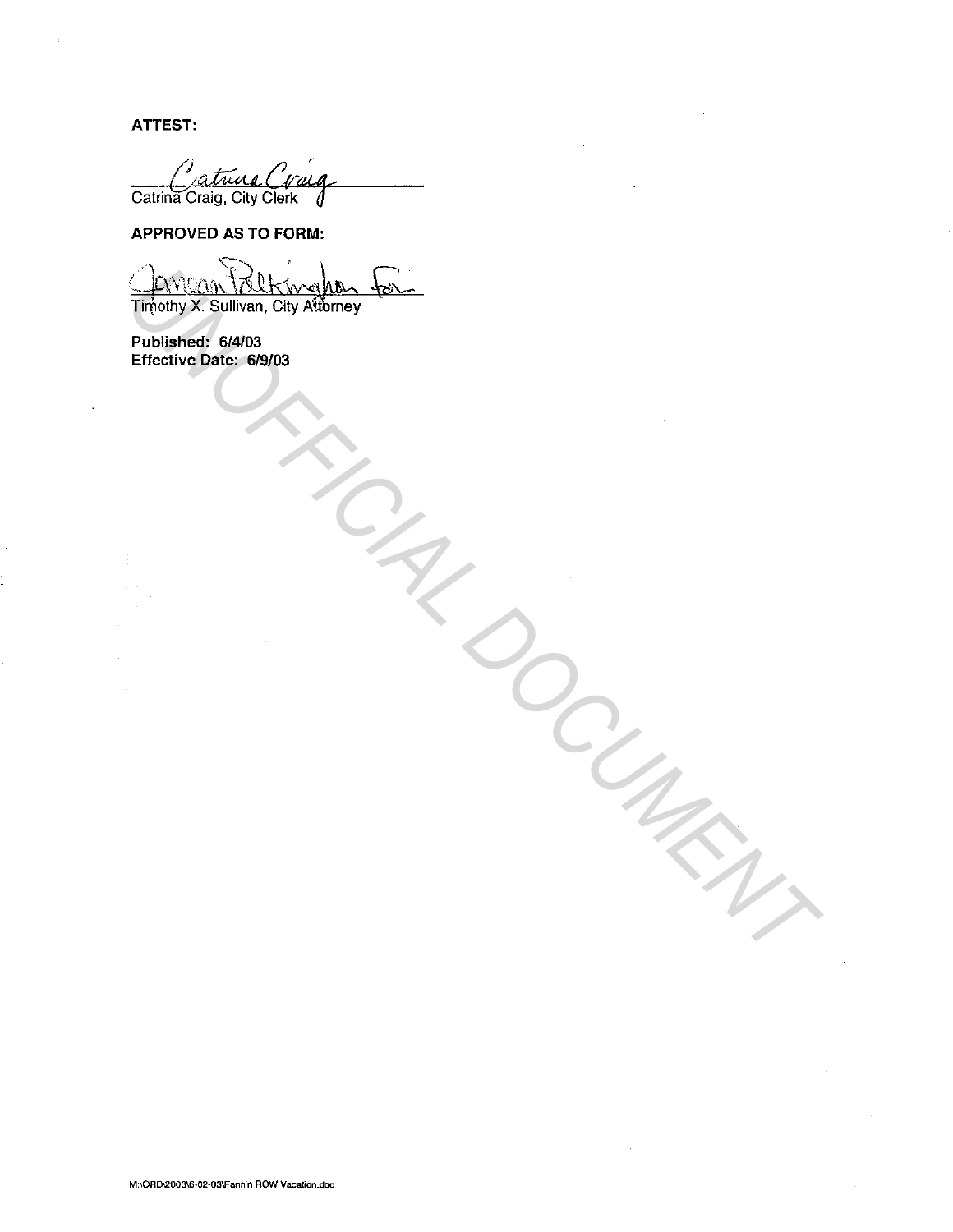**ATTEST:**

Catrina Craig

Catrina Craig, City Clerk

**APPROVED AS TO FORM:**

Duncan Pilkington for

Timothy X. Sullivan, City Attorney

**Published: 6/4/03**
**Effective Date: 6/9/03**

UNOFFICIAL DOCUMENT

M:\ORD\2003\6-02-03\Fannin ROW Vacation.doc